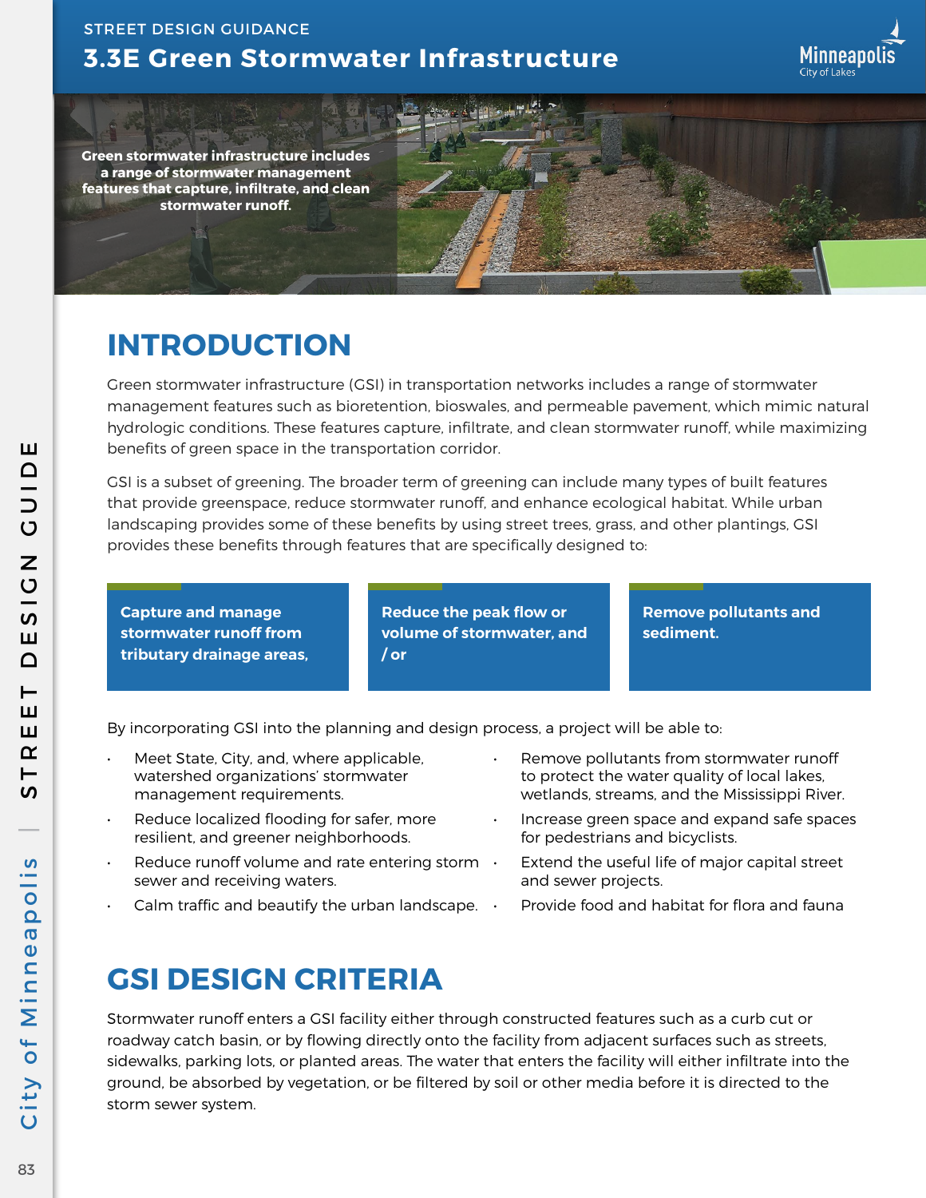STREET DESIGN GUIDANCE

# 3.3E Green Stormwater Infrastructure

**Green stormwater infrastructure includes a range of stormwater management features that capture, infiltrate, and clean stormwater runoff.**

## INTRODUCTION

Green stormwater infrastructure (GSI) in transportation networks includes a range of stormwater management features such as bioretention, bioswales, and permeable pavement, which mimic natural hydrologic conditions. These features capture, infiltrate, and clean stormwater runoff, while maximizing benefits of green space in the transportation corridor.

GSI is a subset of greening. The broader term of greening can include many types of built features that provide greenspace, reduce stormwater runoff, and enhance ecological habitat. While urban landscaping provides some of these benefits by using street trees, grass, and other plantings, GSI provides these benefits through features that are specifically designed to:

**Capture and manage stormwater runoff from tributary drainage areas,**

**Reduce the peak flow or volume of stormwater, and / or**

**Remove pollutants and sediment.**

By incorporating GSI into the planning and design process, a project will be able to:

- Meet State, City, and, where applicable, watershed organizations' stormwater management requirements.
- Reduce localized flooding for safer, more resilient, and greener neighborhoods.
- Reduce runoff volume and rate entering storm sewer and receiving waters.
- Calm traffic and beautify the urban landscape.
- Remove pollutants from stormwater runoff to protect the water quality of local lakes, wetlands, streams, and the Mississippi River.
- Increase green space and expand safe spaces for pedestrians and bicyclists.
- Extend the useful life of major capital street and sewer projects.
- Provide food and habitat for flora and fauna

## GSI DESIGN CRITERIA

Stormwater runoff enters a GSI facility either through constructed features such as a curb cut or roadway catch basin, or by flowing directly onto the facility from adjacent surfaces such as streets, sidewalks, parking lots, or planted areas. The water that enters the facility will either infiltrate into the ground, be absorbed by vegetation, or be filtered by soil or other media before it is directed to the storm sewer system.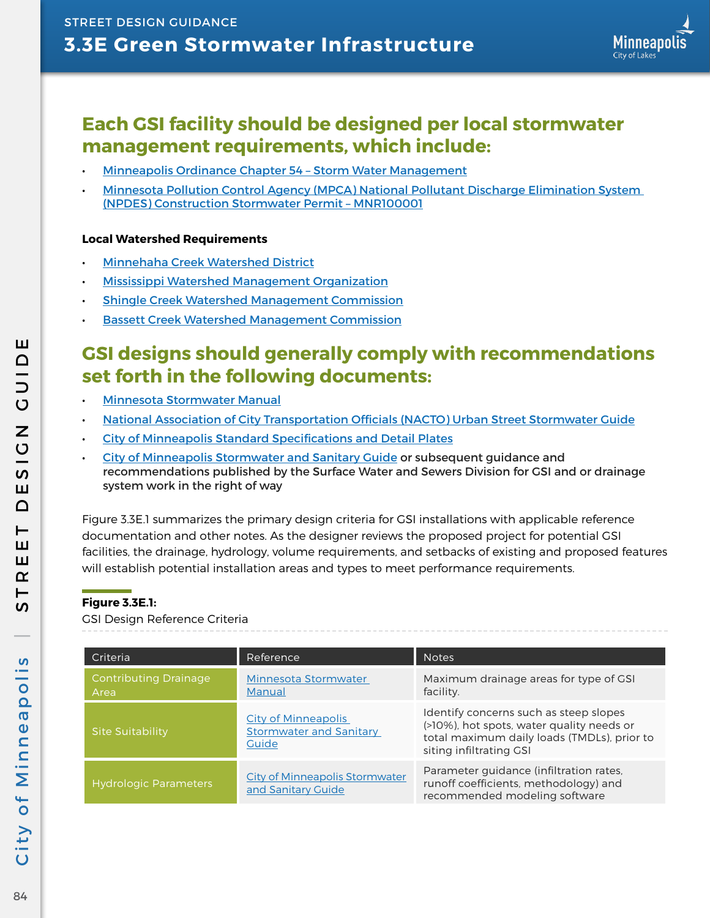## Each GSI facility should be designed per local stormwater management requirements, which include:

- Minneapolis Ordinance Chapter 54 – Storm Water Management
- Minnesota Pollution Control Agency (MPCA) National Pollutant Discharge Elimination System (NPDES) Construction Stormwater Permit – MNR100001

**Local Watershed Requirements**

- Minnehaha Creek Watershed District
- Mississippi Watershed Management Organization
- Shingle Creek Watershed Management Commission
- Bassett Creek Watershed Management Commission

## GSI designs should generally comply with recommendations set forth in the following documents:

- Minnesota Stormwater Manual
- National Association of City Transportation Officials (NACTO) Urban Street Stormwater Guide
- City of Minneapolis Standard Specifications and Detail Plates
- City of Minneapolis Stormwater and Sanitary Guide or subsequent guidance and recommendations published by the Surface Water and Sewers Division for GSI and or drainage system work in the right of way

Figure 3.3E.1 summarizes the primary design criteria for GSI installations with applicable reference documentation and other notes. As the designer reviews the proposed project for potential GSI facilities, the drainage, hydrology, volume requirements, and setbacks of existing and proposed features will establish potential installation areas and types to meet performance requirements.

**Figure 3.3E.1:**
GSI Design Reference Criteria

| Criteria | Reference | Notes |
| --- | --- | --- |
| Contributing Drainage Area | Minnesota Stormwater Manual | Maximum drainage areas for type of GSI facility. |
| Site Suitability | City of Minneapolis Stormwater and Sanitary Guide | Identify concerns such as steep slopes (>10%), hot spots, water quality needs or total maximum daily loads (TMDLs), prior to siting infiltrating GSI |
| Hydrologic Parameters | City of Minneapolis Stormwater and Sanitary Guide | Parameter guidance (infiltration rates, runoff coefficients, methodology) and recommended modeling software |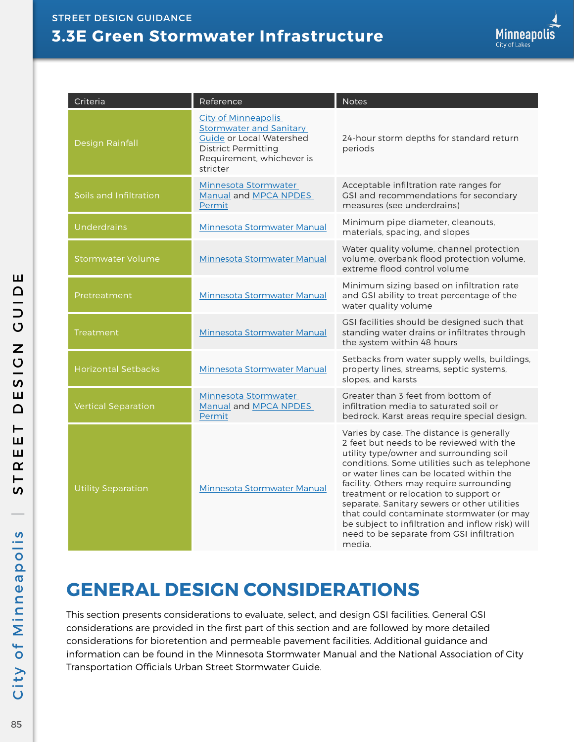## STREET DESIGN GUIDANCE

# 3.3E Green Stormwater Infrastructure

| Criteria | Reference | Notes |
|---|---|---|
| Design Rainfall | City of Minneapolis Stormwater and Sanitary Guide or Local Watershed District Permitting Requirement, whichever is stricter | 24-hour storm depths for standard return periods |
| Soils and Infiltration | Minnesota Stormwater Manual and MPCA NPDES Permit | Acceptable infiltration rate ranges for GSI and recommendations for secondary measures (see underdrains) |
| Underdrains | Minnesota Stormwater Manual | Minimum pipe diameter, cleanouts, materials, spacing, and slopes |
| Stormwater Volume | Minnesota Stormwater Manual | Water quality volume, channel protection volume, overbank flood protection volume, extreme flood control volume |
| Pretreatment | Minnesota Stormwater Manual | Minimum sizing based on infiltration rate and GSI ability to treat percentage of the water quality volume |
| Treatment | Minnesota Stormwater Manual | GSI facilities should be designed such that standing water drains or infiltrates through the system within 48 hours |
| Horizontal Setbacks | Minnesota Stormwater Manual | Setbacks from water supply wells, buildings, property lines, streams, septic systems, slopes, and karsts |
| Vertical Separation | Minnesota Stormwater Manual and MPCA NPDES Permit | Greater than 3 feet from bottom of infiltration media to saturated soil or bedrock. Karst areas require special design. |
| Utility Separation | Minnesota Stormwater Manual | Varies by case. The distance is generally 2 feet but needs to be reviewed with the utility type/owner and surrounding soil conditions. Some utilities such as telephone or water lines can be located within the facility. Others may require surrounding treatment or relocation to support or separate. Sanitary sewers or other utilities that could contaminate stormwater (or may be subject to infiltration and inflow risk) will need to be separate from GSI infiltration media. |

## GENERAL DESIGN CONSIDERATIONS

This section presents considerations to evaluate, select, and design GSI facilities. General GSI considerations are provided in the first part of this section and are followed by more detailed considerations for bioretention and permeable pavement facilities. Additional guidance and information can be found in the Minnesota Stormwater Manual and the National Association of City Transportation Officials Urban Street Stormwater Guide.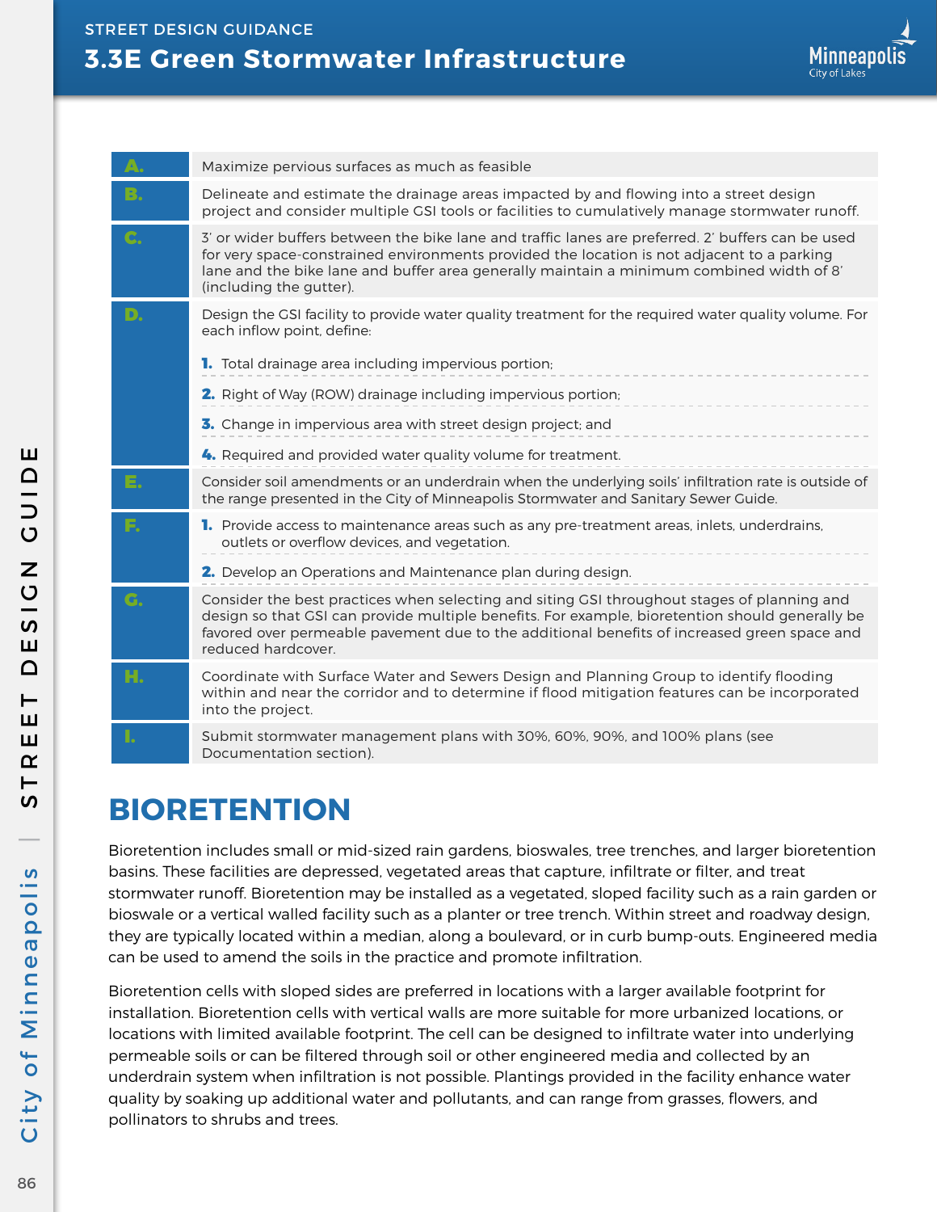# 3.3E Green Stormwater Infrastructure

| | |
|---|---|
| **A.** | Maximize pervious surfaces as much as feasible |
| **B.** | Delineate and estimate the drainage areas impacted by and flowing into a street design project and consider multiple GSI tools or facilities to cumulatively manage stormwater runoff. |
| **C.** | 3' or wider buffers between the bike lane and traffic lanes are preferred. 2' buffers can be used for very space-constrained environments provided the location is not adjacent to a parking lane and the bike lane and buffer area generally maintain a minimum combined width of 8' (including the gutter). |
| **D.** | Design the GSI facility to provide water quality treatment for the required water quality volume. For each inflow point, define: **1.** Total drainage area including impervious portion; **2.** Right of Way (ROW) drainage including impervious portion; **3.** Change in impervious area with street design project; and **4.** Required and provided water quality volume for treatment. |
| **E.** | Consider soil amendments or an underdrain when the underlying soils' infiltration rate is outside of the range presented in the City of Minneapolis Stormwater and Sanitary Sewer Guide. |
| **F.** | **1.** Provide access to maintenance areas such as any pre-treatment areas, inlets, underdrains, outlets or overflow devices, and vegetation. **2.** Develop an Operations and Maintenance plan during design. |
| **G.** | Consider the best practices when selecting and siting GSI throughout stages of planning and design so that GSI can provide multiple benefits. For example, bioretention should generally be favored over permeable pavement due to the additional benefits of increased green space and reduced hardcover. |
| **H.** | Coordinate with Surface Water and Sewers Design and Planning Group to identify flooding within and near the corridor and to determine if flood mitigation features can be incorporated into the project. |
| **I.** | Submit stormwater management plans with 30%, 60%, 90%, and 100% plans (see Documentation section). |

## BIORETENTION

Bioretention includes small or mid-sized rain gardens, bioswales, tree trenches, and larger bioretention basins. These facilities are depressed, vegetated areas that capture, infiltrate or filter, and treat stormwater runoff. Bioretention may be installed as a vegetated, sloped facility such as a rain garden or bioswale or a vertical walled facility such as a planter or tree trench. Within street and roadway design, they are typically located within a median, along a boulevard, or in curb bump-outs. Engineered media can be used to amend the soils in the practice and promote infiltration.

Bioretention cells with sloped sides are preferred in locations with a larger available footprint for installation. Bioretention cells with vertical walls are more suitable for more urbanized locations, or locations with limited available footprint. The cell can be designed to infiltrate water into underlying permeable soils or can be filtered through soil or other engineered media and collected by an underdrain system when infiltration is not possible. Plantings provided in the facility enhance water quality by soaking up additional water and pollutants, and can range from grasses, flowers, and pollinators to shrubs and trees.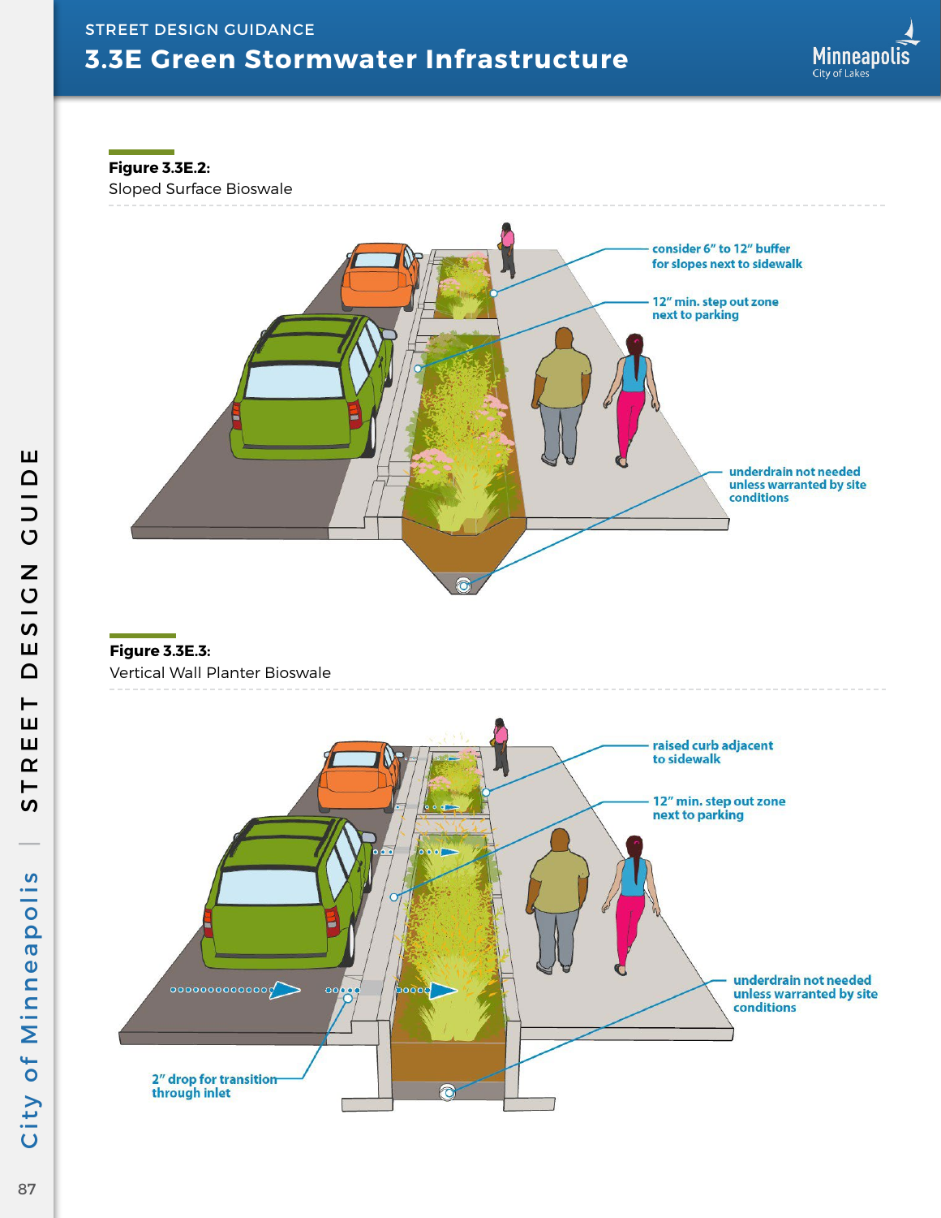# 3.3E Green Stormwater Infrastructure

**Figure 3.3E.2:**
Sloped Surface Bioswale

consider 6" to 12" buffer for slopes next to sidewalk

12" min. step out zone next to parking

underdrain not needed unless warranted by site conditions

**Figure 3.3E.3:**
Vertical Wall Planter Bioswale

raised curb adjacent to sidewalk

12" min. step out zone next to parking

underdrain not needed unless warranted by site conditions

2" drop for transition through inlet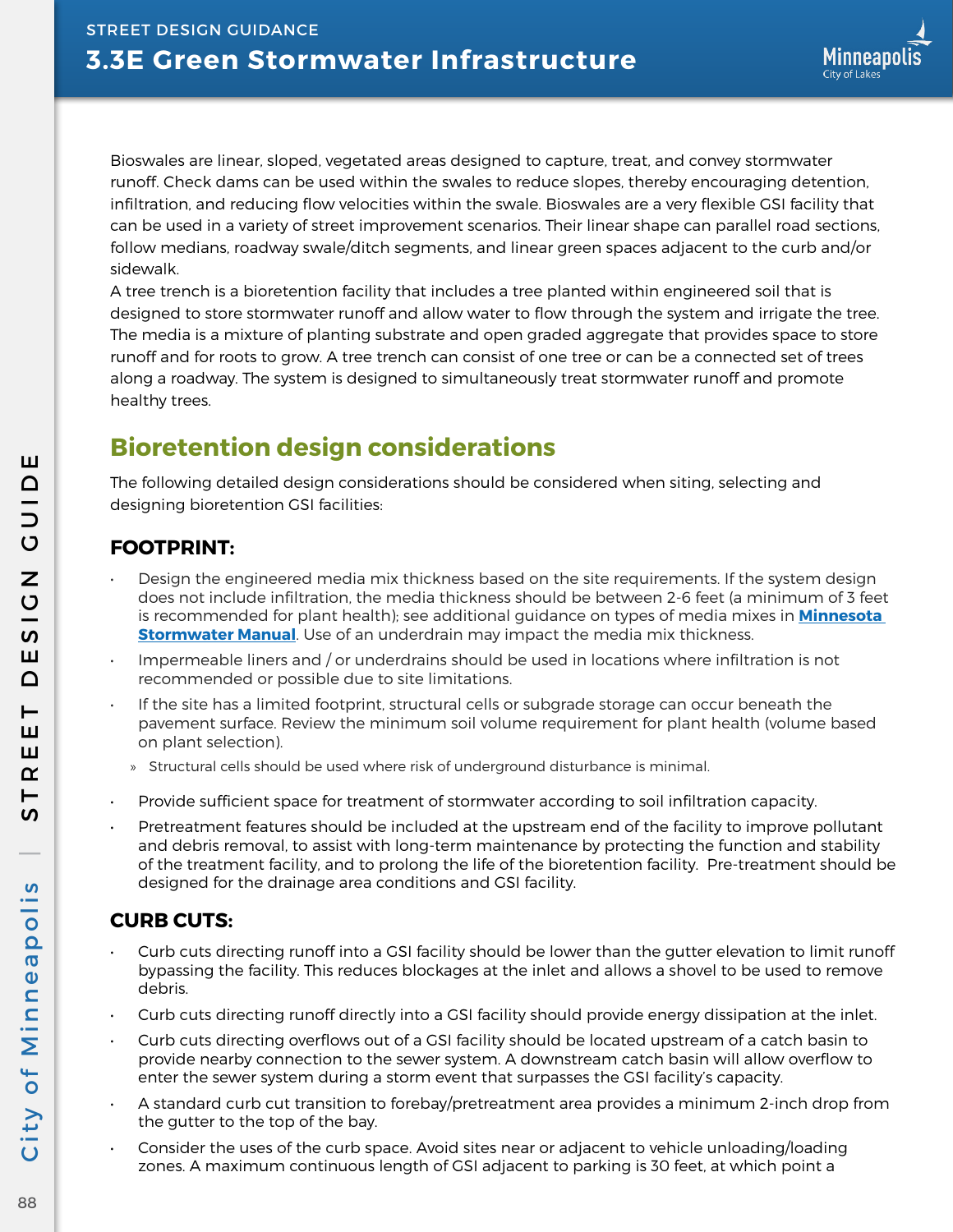Bioswales are linear, sloped, vegetated areas designed to capture, treat, and convey stormwater runoff. Check dams can be used within the swales to reduce slopes, thereby encouraging detention, infiltration, and reducing flow velocities within the swale. Bioswales are a very flexible GSI facility that can be used in a variety of street improvement scenarios. Their linear shape can parallel road sections, follow medians, roadway swale/ditch segments, and linear green spaces adjacent to the curb and/or sidewalk.

A tree trench is a bioretention facility that includes a tree planted within engineered soil that is designed to store stormwater runoff and allow water to flow through the system and irrigate the tree. The media is a mixture of planting substrate and open graded aggregate that provides space to store runoff and for roots to grow. A tree trench can consist of one tree or can be a connected set of trees along a roadway. The system is designed to simultaneously treat stormwater runoff and promote healthy trees.

## Bioretention design considerations

The following detailed design considerations should be considered when siting, selecting and designing bioretention GSI facilities:

### FOOTPRINT:

- Design the engineered media mix thickness based on the site requirements. If the system design does not include infiltration, the media thickness should be between 2-6 feet (a minimum of 3 feet is recommended for plant health); see additional guidance on types of media mixes in **Minnesota Stormwater Manual**. Use of an underdrain may impact the media mix thickness.
- Impermeable liners and / or underdrains should be used in locations where infiltration is not recommended or possible due to site limitations.
- If the site has a limited footprint, structural cells or subgrade storage can occur beneath the pavement surface. Review the minimum soil volume requirement for plant health (volume based on plant selection).
  - Structural cells should be used where risk of underground disturbance is minimal.
- Provide sufficient space for treatment of stormwater according to soil infiltration capacity.
- Pretreatment features should be included at the upstream end of the facility to improve pollutant and debris removal, to assist with long-term maintenance by protecting the function and stability of the treatment facility, and to prolong the life of the bioretention facility. Pre-treatment should be designed for the drainage area conditions and GSI facility.

### CURB CUTS:

- Curb cuts directing runoff into a GSI facility should be lower than the gutter elevation to limit runoff bypassing the facility. This reduces blockages at the inlet and allows a shovel to be used to remove debris.
- Curb cuts directing runoff directly into a GSI facility should provide energy dissipation at the inlet.
- Curb cuts directing overflows out of a GSI facility should be located upstream of a catch basin to provide nearby connection to the sewer system. A downstream catch basin will allow overflow to enter the sewer system during a storm event that surpasses the GSI facility's capacity.
- A standard curb cut transition to forebay/pretreatment area provides a minimum 2-inch drop from the gutter to the top of the bay.
- Consider the uses of the curb space. Avoid sites near or adjacent to vehicle unloading/loading zones. A maximum continuous length of GSI adjacent to parking is 30 feet, at which point a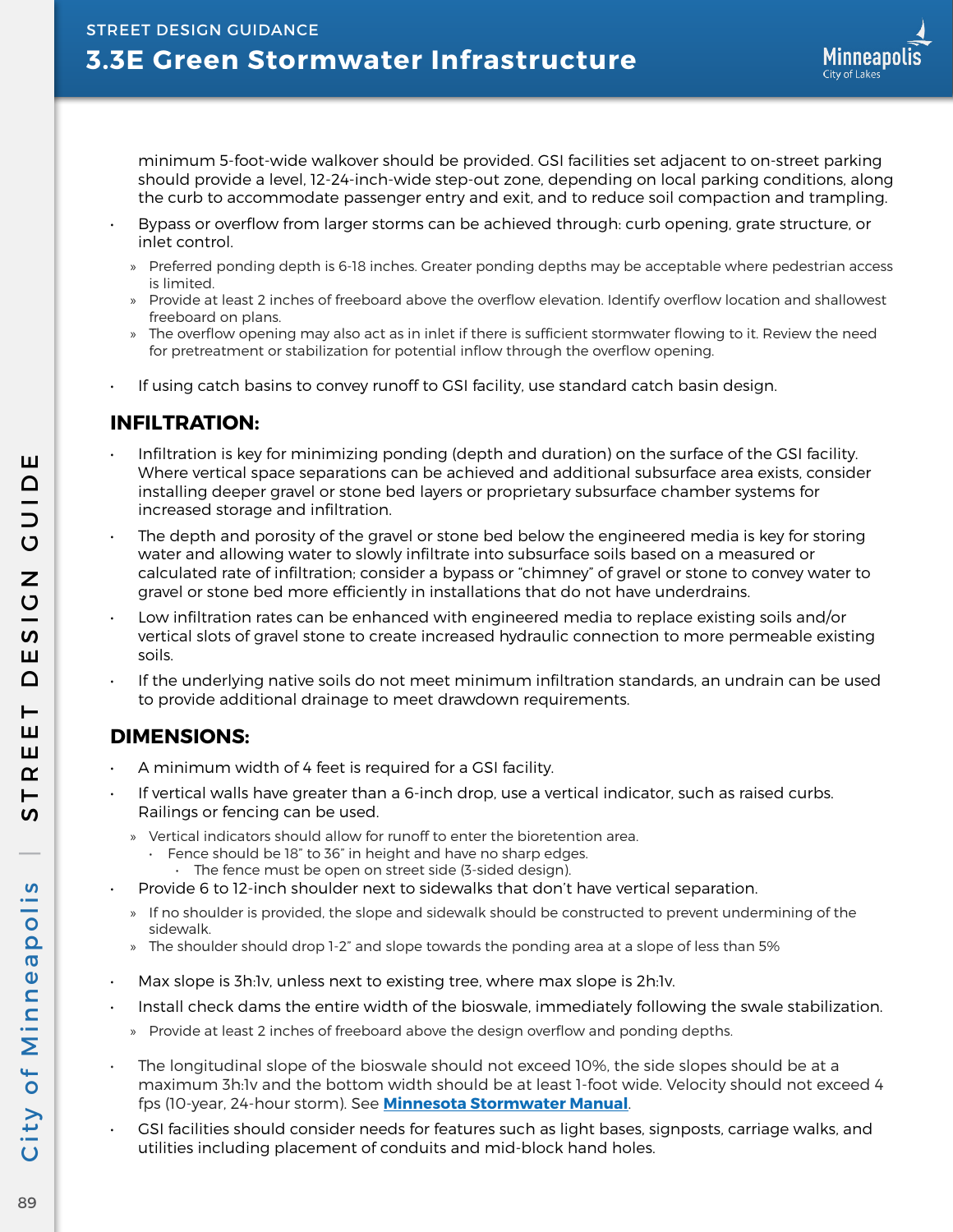minimum 5-foot-wide walkover should be provided. GSI facilities set adjacent to on-street parking should provide a level, 12-24-inch-wide step-out zone, depending on local parking conditions, along the curb to accommodate passenger entry and exit, and to reduce soil compaction and trampling.

- Bypass or overflow from larger storms can be achieved through: curb opening, grate structure, or inlet control.
  - Preferred ponding depth is 6-18 inches. Greater ponding depths may be acceptable where pedestrian access is limited.
  - Provide at least 2 inches of freeboard above the overflow elevation. Identify overflow location and shallowest freeboard on plans.
  - The overflow opening may also act as in inlet if there is sufficient stormwater flowing to it. Review the need for pretreatment or stabilization for potential inflow through the overflow opening.
- If using catch basins to convey runoff to GSI facility, use standard catch basin design.

## INFILTRATION:

- Infiltration is key for minimizing ponding (depth and duration) on the surface of the GSI facility. Where vertical space separations can be achieved and additional subsurface area exists, consider installing deeper gravel or stone bed layers or proprietary subsurface chamber systems for increased storage and infiltration.
- The depth and porosity of the gravel or stone bed below the engineered media is key for storing water and allowing water to slowly infiltrate into subsurface soils based on a measured or calculated rate of infiltration; consider a bypass or "chimney" of gravel or stone to convey water to gravel or stone bed more efficiently in installations that do not have underdrains.
- Low infiltration rates can be enhanced with engineered media to replace existing soils and/or vertical slots of gravel stone to create increased hydraulic connection to more permeable existing soils.
- If the underlying native soils do not meet minimum infiltration standards, an undrain can be used to provide additional drainage to meet drawdown requirements.

## DIMENSIONS:

- A minimum width of 4 feet is required for a GSI facility.
- If vertical walls have greater than a 6-inch drop, use a vertical indicator, such as raised curbs. Railings or fencing can be used.
  - Vertical indicators should allow for runoff to enter the bioretention area.
    - Fence should be 18" to 36" in height and have no sharp edges.
      - The fence must be open on street side (3-sided design).
- Provide 6 to 12-inch shoulder next to sidewalks that don't have vertical separation.
  - If no shoulder is provided, the slope and sidewalk should be constructed to prevent undermining of the sidewalk.
  - The shoulder should drop 1-2" and slope towards the ponding area at a slope of less than 5%
- Max slope is 3h:1v, unless next to existing tree, where max slope is 2h:1v.
- Install check dams the entire width of the bioswale, immediately following the swale stabilization.
  - Provide at least 2 inches of freeboard above the design overflow and ponding depths.
- The longitudinal slope of the bioswale should not exceed 10%, the side slopes should be at a maximum 3h:1v and the bottom width should be at least 1-foot wide. Velocity should not exceed 4 fps (10-year, 24-hour storm). See **Minnesota Stormwater Manual**.
- GSI facilities should consider needs for features such as light bases, signposts, carriage walks, and utilities including placement of conduits and mid-block hand holes.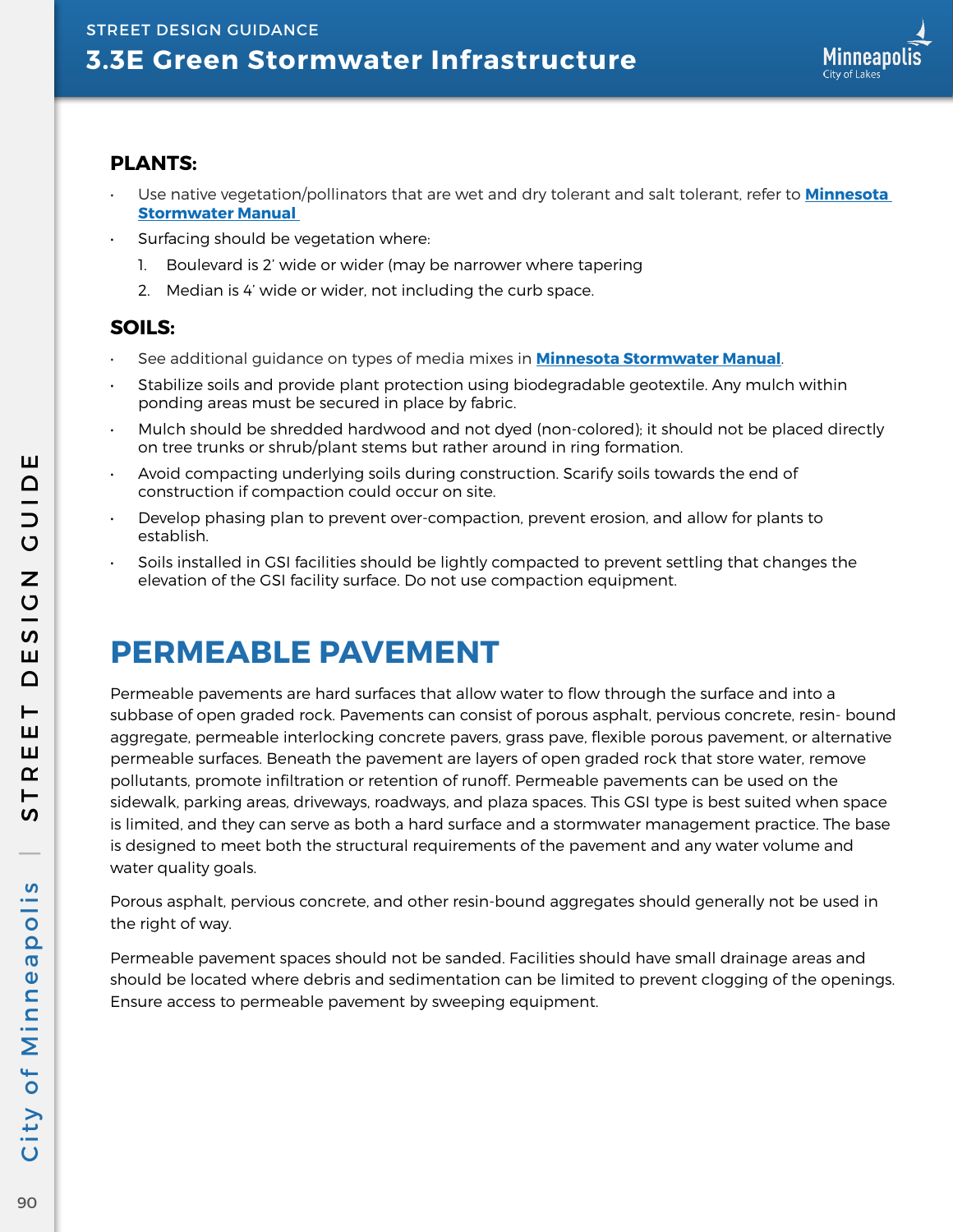### PLANTS:

- Use native vegetation/pollinators that are wet and dry tolerant and salt tolerant, refer to **Minnesota Stormwater Manual**
- Surfacing should be vegetation where:
  1. Boulevard is 2' wide or wider (may be narrower where tapering
  2. Median is 4' wide or wider, not including the curb space.

### SOILS:

- See additional guidance on types of media mixes in **Minnesota Stormwater Manual**.
- Stabilize soils and provide plant protection using biodegradable geotextile. Any mulch within ponding areas must be secured in place by fabric.
- Mulch should be shredded hardwood and not dyed (non-colored); it should not be placed directly on tree trunks or shrub/plant stems but rather around in ring formation.
- Avoid compacting underlying soils during construction. Scarify soils towards the end of construction if compaction could occur on site.
- Develop phasing plan to prevent over-compaction, prevent erosion, and allow for plants to establish.
- Soils installed in GSI facilities should be lightly compacted to prevent settling that changes the elevation of the GSI facility surface. Do not use compaction equipment.

## PERMEABLE PAVEMENT

Permeable pavements are hard surfaces that allow water to flow through the surface and into a subbase of open graded rock. Pavements can consist of porous asphalt, pervious concrete, resin- bound aggregate, permeable interlocking concrete pavers, grass pave, flexible porous pavement, or alternative permeable surfaces. Beneath the pavement are layers of open graded rock that store water, remove pollutants, promote infiltration or retention of runoff. Permeable pavements can be used on the sidewalk, parking areas, driveways, roadways, and plaza spaces. This GSI type is best suited when space is limited, and they can serve as both a hard surface and a stormwater management practice. The base is designed to meet both the structural requirements of the pavement and any water volume and water quality goals.

Porous asphalt, pervious concrete, and other resin-bound aggregates should generally not be used in the right of way.

Permeable pavement spaces should not be sanded. Facilities should have small drainage areas and should be located where debris and sedimentation can be limited to prevent clogging of the openings. Ensure access to permeable pavement by sweeping equipment.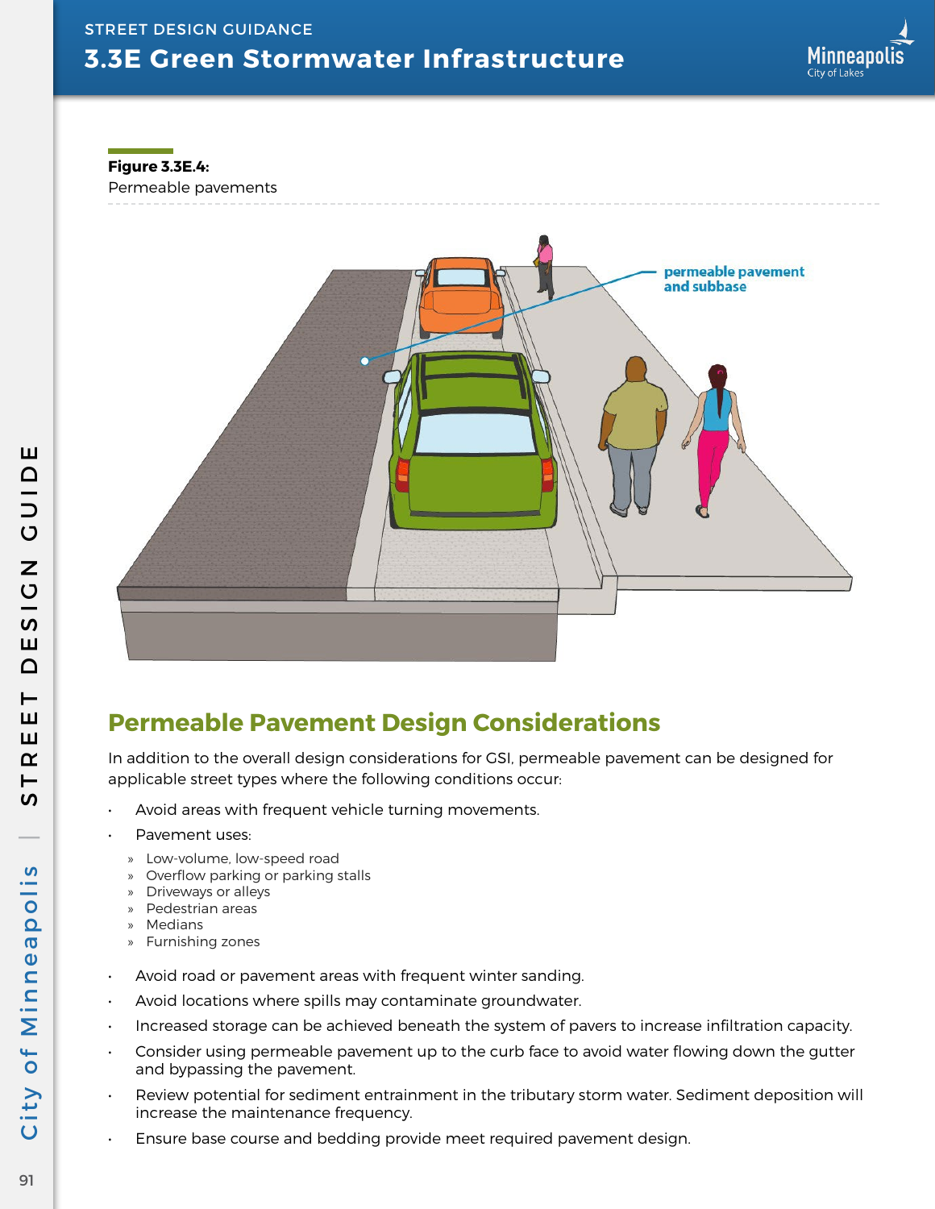# 3.3E Green Stormwater Infrastructure

**Figure 3.3E.4:**
Permeable pavements

permeable pavement and subbase

## Permeable Pavement Design Considerations

In addition to the overall design considerations for GSI, permeable pavement can be designed for applicable street types where the following conditions occur:

- Avoid areas with frequent vehicle turning movements.
- Pavement uses:
  - Low-volume, low-speed road
  - Overflow parking or parking stalls
  - Driveways or alleys
  - Pedestrian areas
  - Medians
  - Furnishing zones
- Avoid road or pavement areas with frequent winter sanding.
- Avoid locations where spills may contaminate groundwater.
- Increased storage can be achieved beneath the system of pavers to increase infiltration capacity.
- Consider using permeable pavement up to the curb face to avoid water flowing down the gutter and bypassing the pavement.
- Review potential for sediment entrainment in the tributary storm water. Sediment deposition will increase the maintenance frequency.
- Ensure base course and bedding provide meet required pavement design.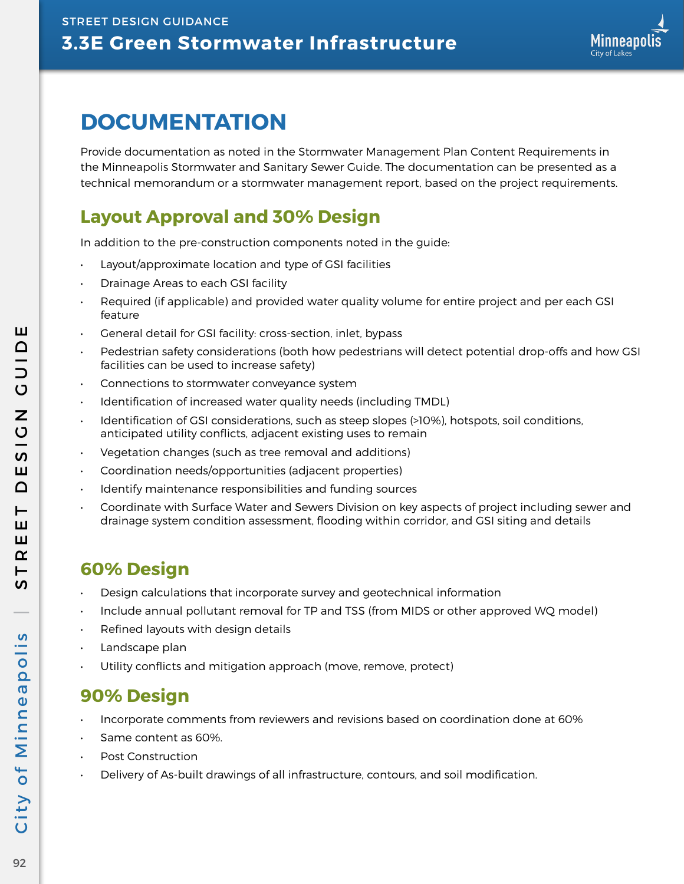# DOCUMENTATION

Provide documentation as noted in the Stormwater Management Plan Content Requirements in the Minneapolis Stormwater and Sanitary Sewer Guide. The documentation can be presented as a technical memorandum or a stormwater management report, based on the project requirements.

## Layout Approval and 30% Design

In addition to the pre-construction components noted in the guide:

- Layout/approximate location and type of GSI facilities
- Drainage Areas to each GSI facility
- Required (if applicable) and provided water quality volume for entire project and per each GSI feature
- General detail for GSI facility: cross-section, inlet, bypass
- Pedestrian safety considerations (both how pedestrians will detect potential drop-offs and how GSI facilities can be used to increase safety)
- Connections to stormwater conveyance system
- Identification of increased water quality needs (including TMDL)
- Identification of GSI considerations, such as steep slopes (>10%), hotspots, soil conditions, anticipated utility conflicts, adjacent existing uses to remain
- Vegetation changes (such as tree removal and additions)
- Coordination needs/opportunities (adjacent properties)
- Identify maintenance responsibilities and funding sources
- Coordinate with Surface Water and Sewers Division on key aspects of project including sewer and drainage system condition assessment, flooding within corridor, and GSI siting and details

## 60% Design

- Design calculations that incorporate survey and geotechnical information
- Include annual pollutant removal for TP and TSS (from MIDS or other approved WQ model)
- Refined layouts with design details
- Landscape plan
- Utility conflicts and mitigation approach (move, remove, protect)

## 90% Design

- Incorporate comments from reviewers and revisions based on coordination done at 60%
- Same content as 60%.
- Post Construction
- Delivery of As-built drawings of all infrastructure, contours, and soil modification.